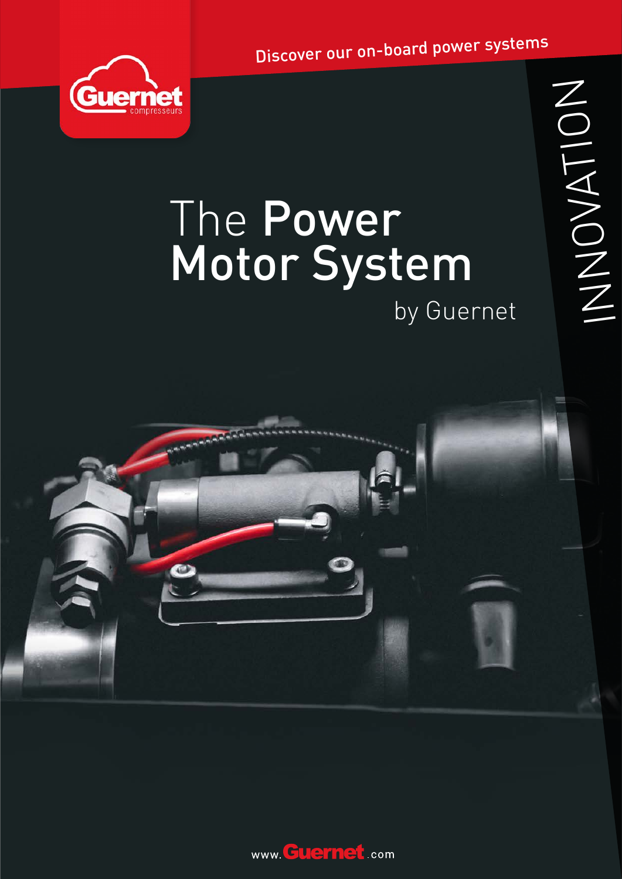Guernet
compresseurs

Discover our on-board power systems

INNOVATION

# The **Power Motor System**

by Guernet

www.Guernet.com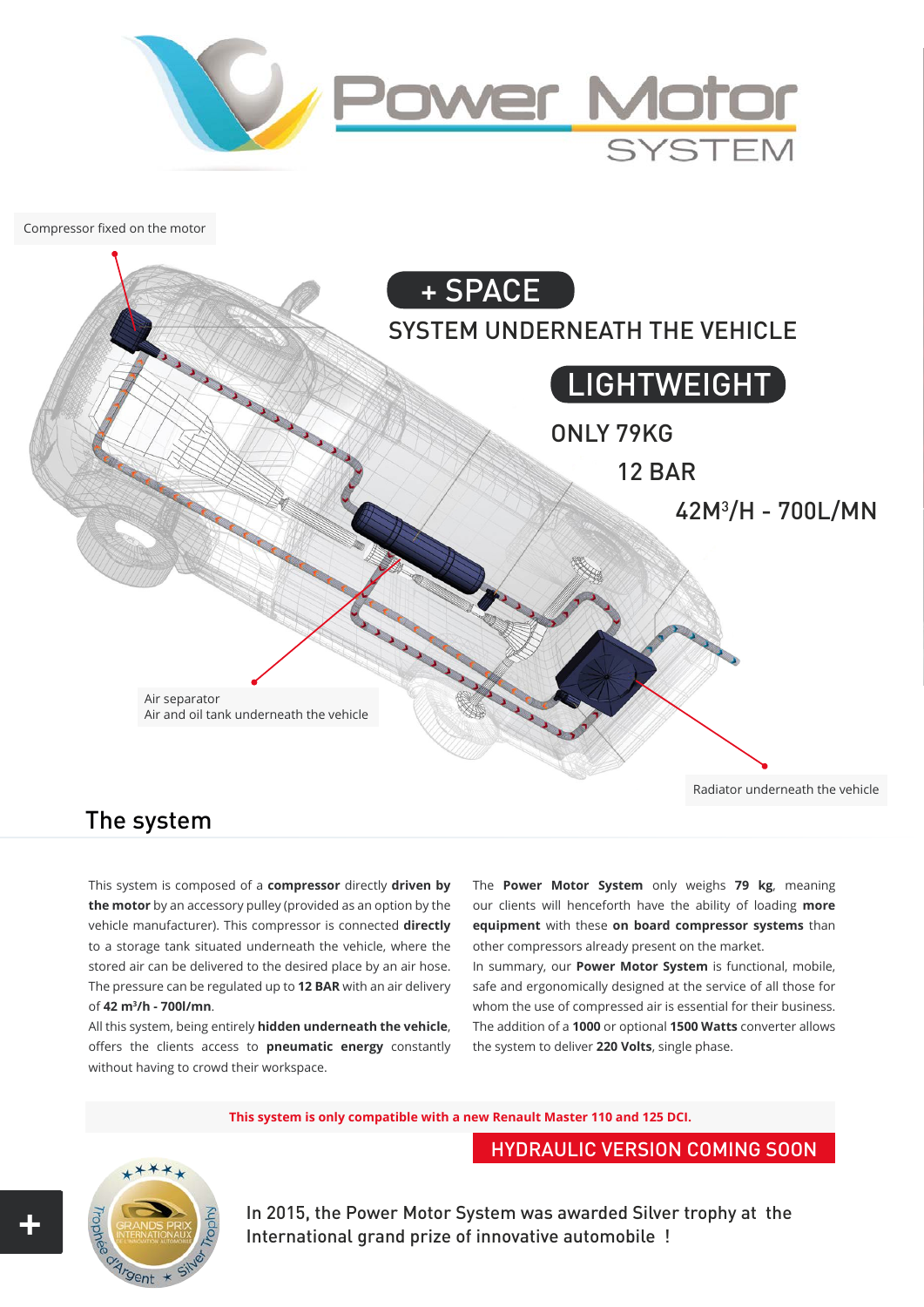# Power Motor SYSTEM

Compressor fixed on the motor

**+ SPACE**

SYSTEM UNDERNEATH THE VEHICLE

**LIGHTWEIGHT**

ONLY 79KG

12 BAR

42M$^3$/H - 700L/MN

Air separator
Air and oil tank underneath the vehicle

Radiator underneath the vehicle

## The system

This system is composed of a **compressor** directly **driven by the motor** by an accessory pulley (provided as an option by the vehicle manufacturer). This compressor is connected **directly** to a storage tank situated underneath the vehicle, where the stored air can be delivered to the desired place by an air hose. The pressure can be regulated up to **12 BAR** with an air delivery of **42 m$^3$/h - 700l/mn**.

All this system, being entirely **hidden underneath the vehicle**, offers the clients access to **pneumatic energy** constantly without having to crowd their workspace.

The **Power Motor System** only weighs **79 kg**, meaning our clients will henceforth have the ability of loading **more equipment** with these **on board compressor systems** than other compressors already present on the market.

In summary, our **Power Motor System** is functional, mobile, safe and ergonomically designed at the service of all those for whom the use of compressed air is essential for their business.

The addition of a **1000** or optional **1500 Watts** converter allows the system to deliver **220 Volts**, single phase.

**This system is only compatible with a new Renault Master 110 and 125 DCI.**

**HYDRAULIC VERSION COMING SOON**

Trophée d'Argent ★ Silver Trophy — GRANDS PRIX INTERNATIONAUX DE L'INNOVATION AUTOMOBILE

In 2015, the Power Motor System was awarded Silver trophy at the International grand prize of innovative automobile !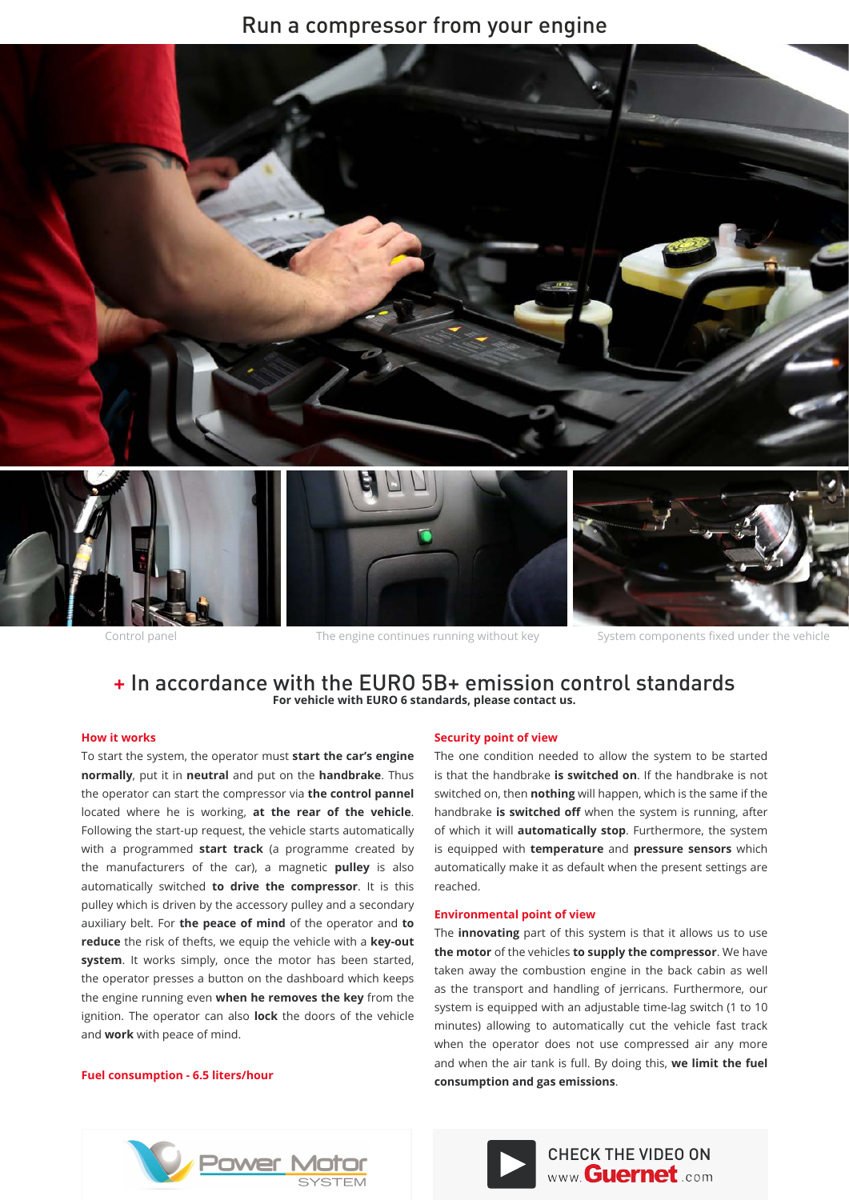# Run a compressor from your engine

Control panel

The engine continues running without key

System components fixed under the vehicle

## + In accordance with the EURO 5B+ emission control standards

**For vehicle with EURO 6 standards, please contact us.**

### How it works

To start the system, the operator must **start the car's engine normally**, put it in **neutral** and put on the **handbrake**. Thus the operator can start the compressor via **the control pannel** located where he is working, **at the rear of the vehicle**. Following the start-up request, the vehicle starts automatically with a programmed **start track** (a programme created by the manufacturers of the car), a magnetic **pulley** is also automatically switched **to drive the compressor**. It is this pulley which is driven by the accessory pulley and a secondary auxiliary belt. For **the peace of mind** of the operator and **to reduce** the risk of thefts, we equip the vehicle with a **key-out system**. It works simply, once the motor has been started, the operator presses a button on the dashboard which keeps the engine running even **when he removes the key** from the ignition. The operator can also **lock** the doors of the vehicle and **work** with peace of mind.

### Fuel consumption - 6.5 liters/hour

### Security point of view

The one condition needed to allow the system to be started is that the handbrake **is switched on**. If the handbrake is not switched on, then **nothing** will happen, which is the same if the handbrake **is switched off** when the system is running, after of which it will **automatically stop**. Furthermore, the system is equipped with **temperature** and **pressure sensors** which automatically make it as default when the present settings are reached.

### Environmental point of view

The **innovating** part of this system is that it allows us to use **the motor** of the vehicles **to supply the compressor**. We have taken away the combustion engine in the back cabin as well as the transport and handling of jerricans. Furthermore, our system is equipped with an adjustable time-lag switch (1 to 10 minutes) allowing to automatically cut the vehicle fast track when the operator does not use compressed air any more and when the air tank is full. By doing this, **we limit the fuel consumption and gas emissions**.

Power Motor SYSTEM

CHECK THE VIDEO ON www.Guernet.com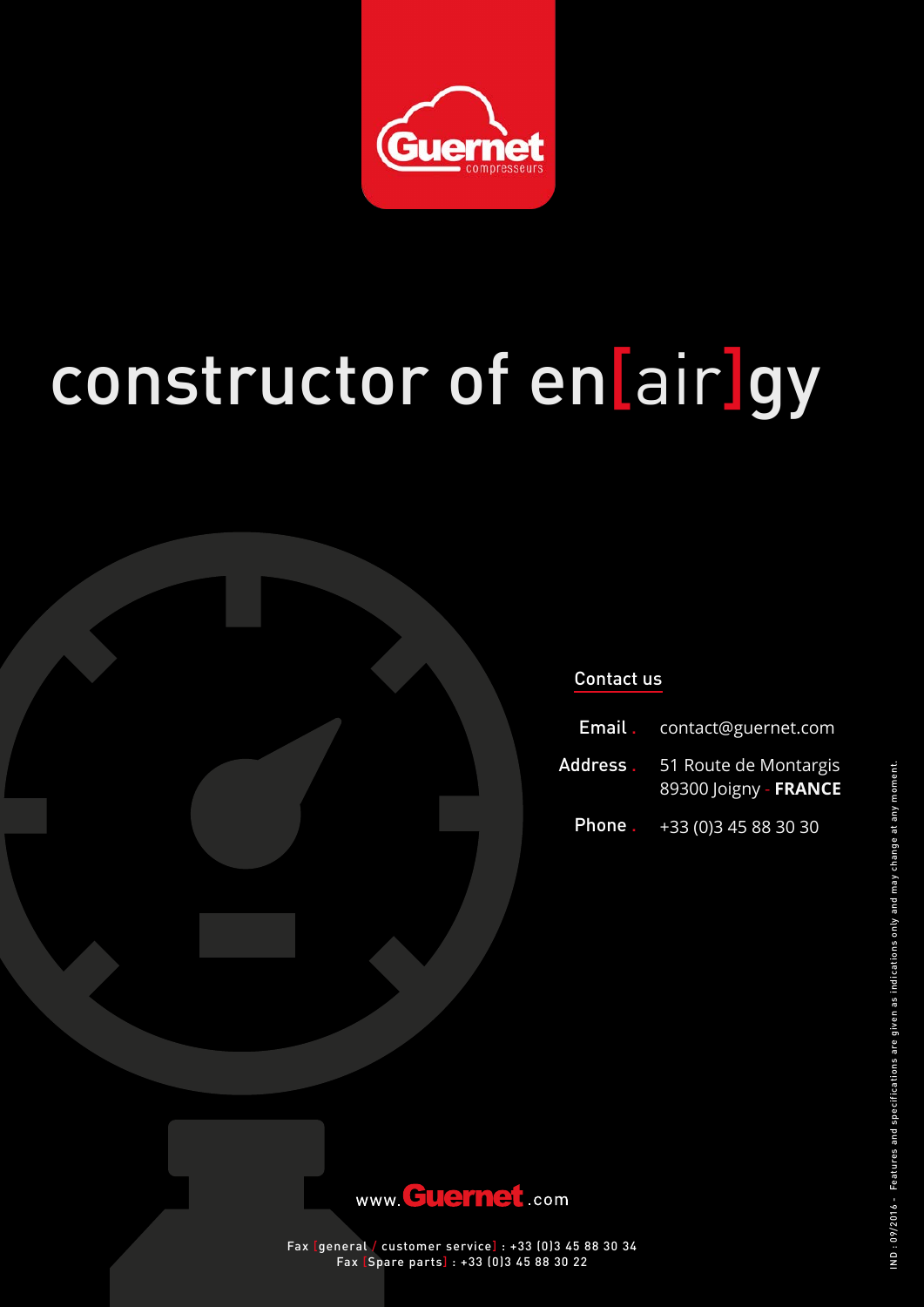Guernet compresseurs

# constructor of en[air]gy

## Contact us

**Email** . contact@guernet.com

**Address** . 51 Route de Montargis
89300 Joigny - **FRANCE**

**Phone** . +33 (0)3 45 88 30 30

www.Guernet.com

Fax [general / customer service] : +33 (0)3 45 88 30 34
Fax [Spare parts] : +33 (0)3 45 88 30 22

IND : 09/2016 - Features and specifications are given as indications only and may change at any moment.